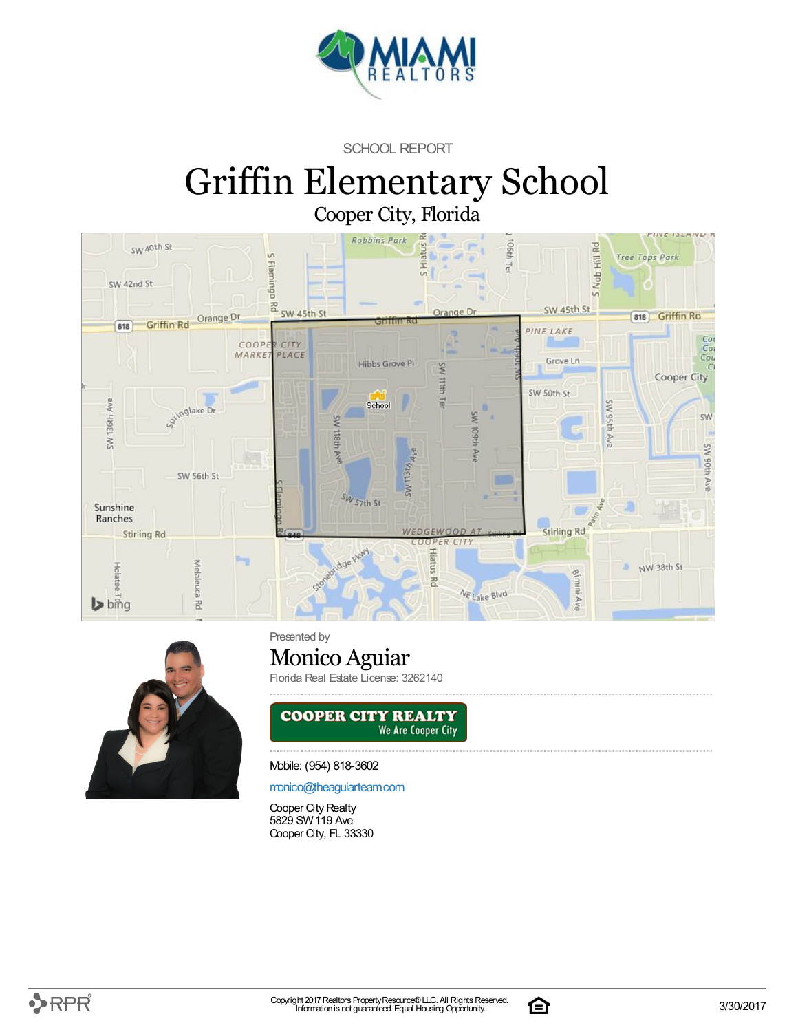SCHOOL REPORT

# Griffin Elementary School

Cooper City, Florida

Presented by

## Monico Aguiar

Florida Real Estate License: 3262140

**COOPER CITY REALTY**
We Are Cooper City

Mobile: (954) 818-3602

monico@theaguiarteam.com

Cooper City Realty
5829 SW 119 Ave
Cooper City, FL 33330

Copyright 2017 Realtors Property Resource® LLC. All Rights Reserved.
Information is not guaranteed. Equal Housing Opportunity.

3/30/2017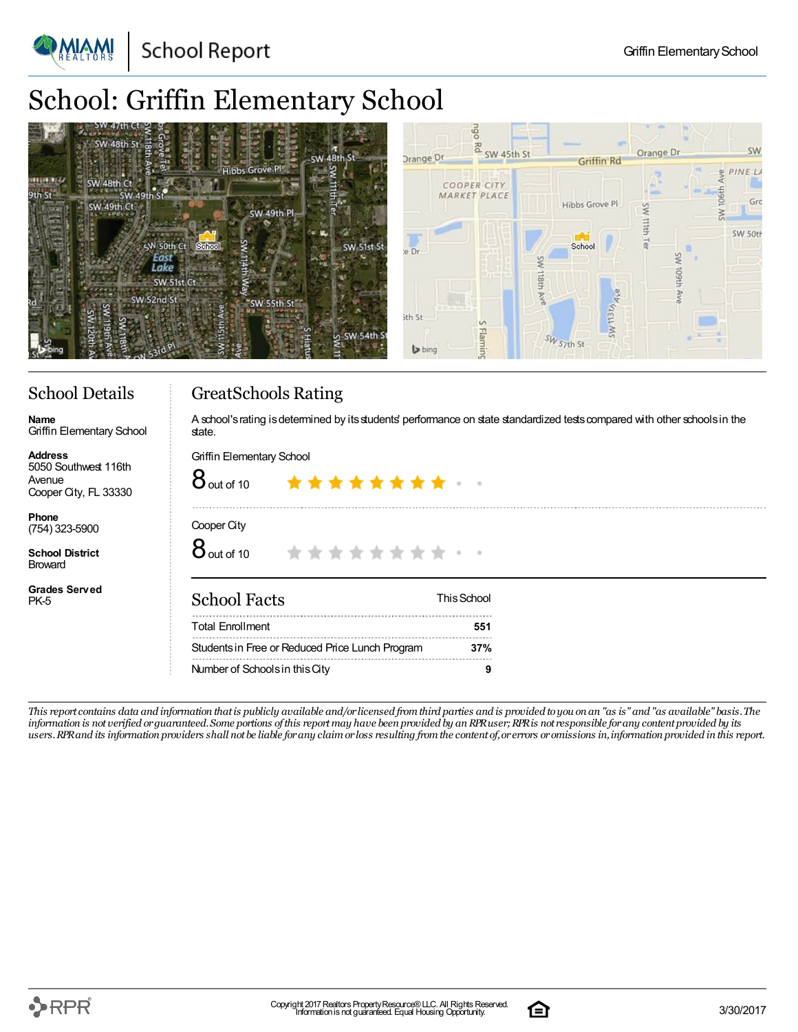# School: Griffin Elementary School

## School Details

**Name**
Griffin Elementary School

**Address**
5050 Southwest 116th Avenue
Cooper City, FL 33330

**Phone**
(754) 323-5900

**School District**
Broward

**Grades Served**
PK-5

## GreatSchools Rating

A school's rating is determined by its students' performance on state standardized tests compared with other schools in the state.

Griffin Elementary School
8 out of 10

Cooper City
8 out of 10

## School Facts

| School Facts | This School |
|---|---|
| Total Enrollment | 551 |
| Students in Free or Reduced Price Lunch Program | 37% |
| Number of Schools in this City | 9 |

*This report contains data and information that is publicly available and/or licensed from third parties and is provided to you on an "as is" and "as available" basis. The information is not verified or guaranteed. Some portions of this report may have been provided by an RPR user; RPR is not responsible for any content provided by its users. RPR and its information providers shall not be liable for any claim or loss resulting from the content of, or errors or omissions in, information provided in this report.*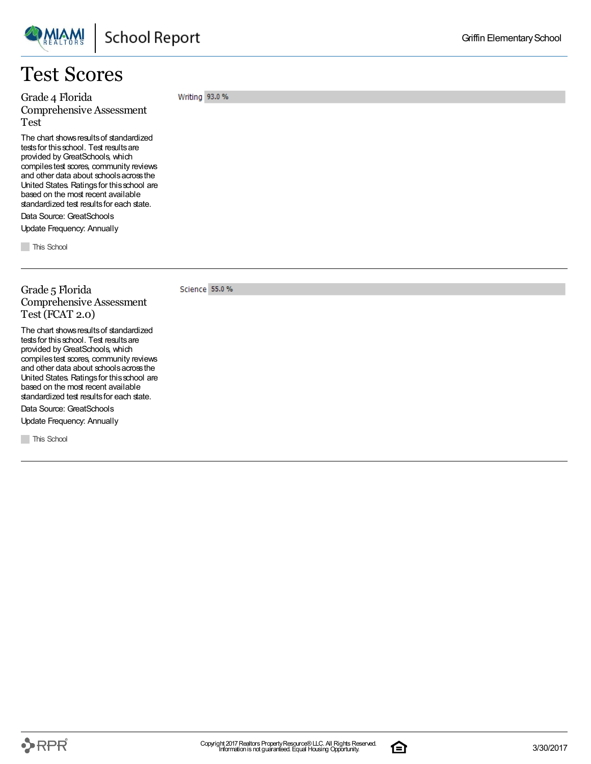# Test Scores

## Grade 4 Florida Comprehensive Assessment Test

The chart shows results of standardized tests for this school. Test results are provided by GreatSchools, which compiles test scores, community reviews and other data about schools across the United States. Ratings for this school are based on the most recent available standardized test results for each state.

Data Source: GreatSchools

Update Frequency: Annually

This School

| Subject | This School |
|---|---|
| Writing | 93.0 % |

## Grade 5 Florida Comprehensive Assessment Test (FCAT 2.0)

The chart shows results of standardized tests for this school. Test results are provided by GreatSchools, which compiles test scores, community reviews and other data about schools across the United States. Ratings for this school are based on the most recent available standardized test results for each state.

Data Source: GreatSchools

Update Frequency: Annually

This School

| Subject | This School |
|---|---|
| Science | 55.0 % |

Copyright 2017 Realtors Property Resource® LLC. All Rights Reserved.
Information is not guaranteed. Equal Housing Opportunity.

3/30/2017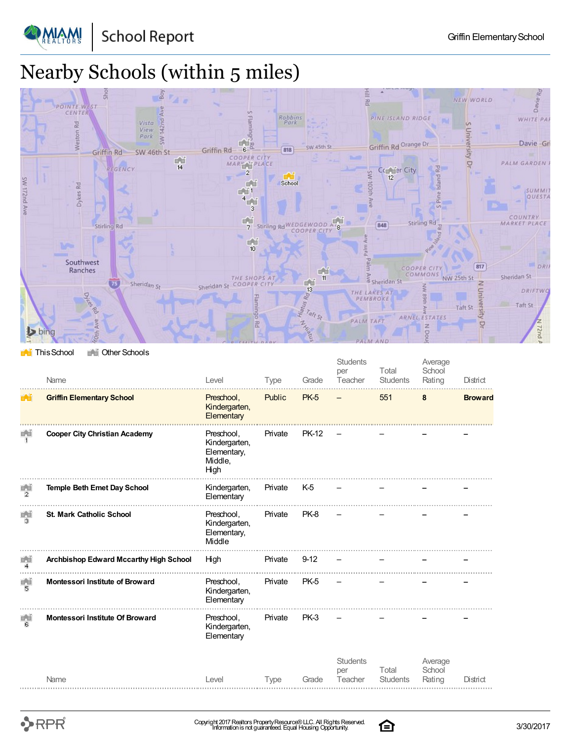# Nearby Schools (within 5 miles)

This School | Other Schools

| | Name | Level | Type | Grade | Students per Teacher | Total Students | Average School Rating | District |
|---|---|---|---|---|---|---|---|---|
| | **Griffin Elementary School** | Preschool, Kindergarten, Elementary | Public | PK-5 | – | 551 | **8** | **Broward** |
| 1 | **Cooper City Christian Academy** | Preschool, Kindergarten, Elementary, Middle, High | Private | PK-12 | – | – | – | – |
| 2 | **Temple Beth Emet Day School** | Kindergarten, Elementary | Private | K-5 | – | – | – | – |
| 3 | **St. Mark Catholic School** | Preschool, Kindergarten, Elementary, Middle | Private | PK-8 | – | – | – | – |
| 4 | **Archbishop Edward Mccarthy High School** | High | Private | 9-12 | – | – | – | – |
| 5 | **Montessori Institute of Broward** | Preschool, Kindergarten, Elementary | Private | PK-5 | – | – | – | – |
| 6 | **Montessori Institute Of Broward** | Preschool, Kindergarten, Elementary | Private | PK-3 | – | – | – | – |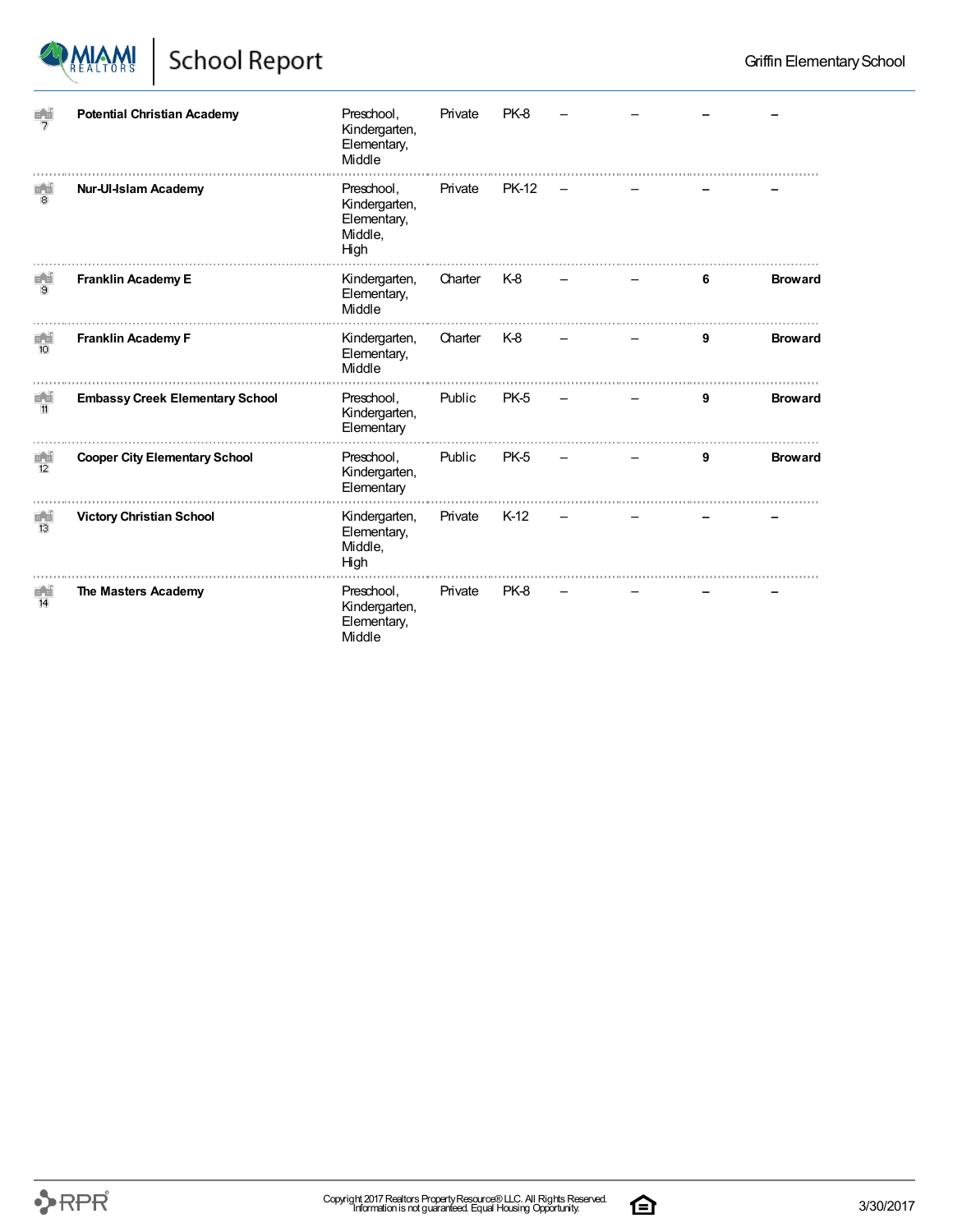| | | | | | | | | | |
|---|---|---|---|---|---|---|---|---|---|
| 7 | Potential Christian Academy | Preschool, Kindergarten, Elementary, Middle | Private | PK-8 | – | – | – | – |
| 8 | Nur-Ul-Islam Academy | Preschool, Kindergarten, Elementary, Middle, High | Private | PK-12 | – | – | – | – |
| 9 | Franklin Academy E | Kindergarten, Elementary, Middle | Charter | K-8 | – | – | 6 | Broward |
| 10 | Franklin Academy F | Kindergarten, Elementary, Middle | Charter | K-8 | – | – | 9 | Broward |
| 11 | Embassy Creek Elementary School | Preschool, Kindergarten, Elementary | Public | PK-5 | – | – | 9 | Broward |
| 12 | Cooper City Elementary School | Preschool, Kindergarten, Elementary | Public | PK-5 | – | – | 9 | Broward |
| 13 | Victory Christian School | Kindergarten, Elementary, Middle, High | Private | K-12 | – | – | – | – |
| 14 | The Masters Academy | Preschool, Kindergarten, Elementary, Middle | Private | PK-8 | – | – | – | – |